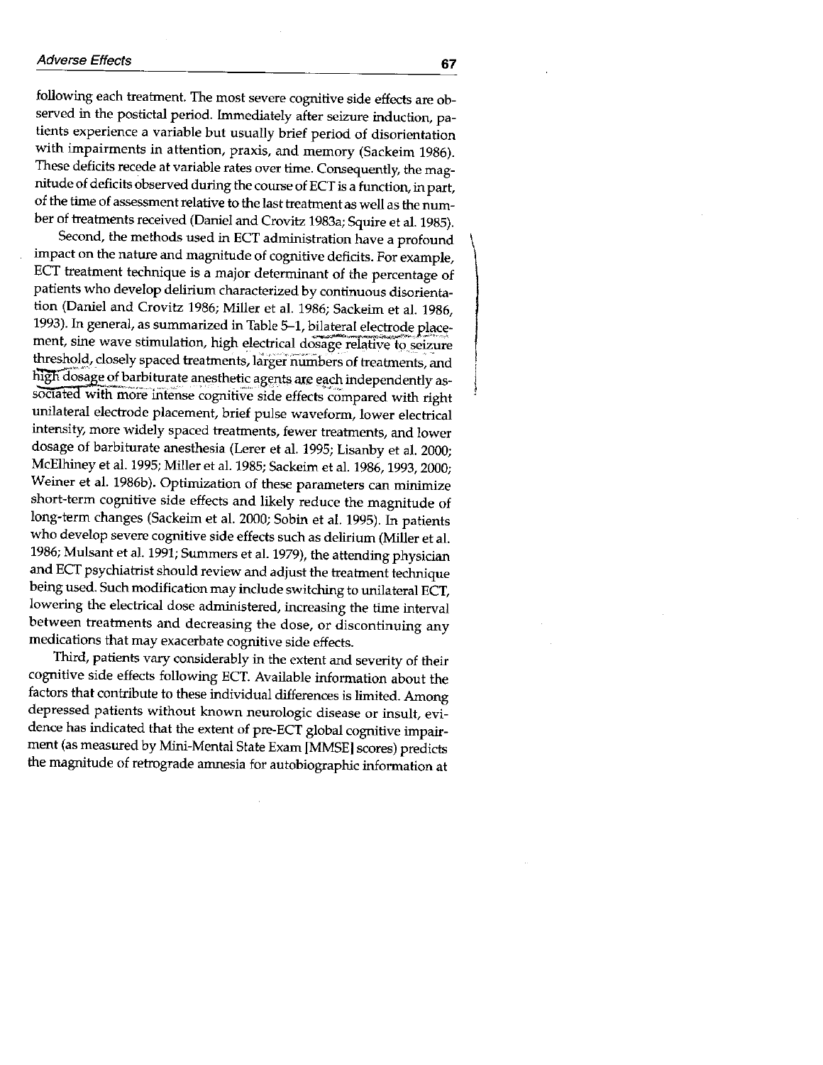following each treatment. The most severe cognitive side effects are observed in the postictal period. Immediately after seizure induction, patients experience a variable but usually brief period of disorientation with impairments in attention, praxis, and memory (Sackeim 1986). These deficits recede at variable rates over time. Consequently, the magnitude of deficits observed during the course of ECT is a function, in part, of the time of assessment relative to the last treatment as well as the number of treatments received (Daniel and Crovitz 1983a; Squire et al. 1985).

Second, the methods used in ECT administration have a profound impact on the nature and magnitude of cognitive deficits. For example, ECT treatment technique is a major determinant of the percentage of patients who develop delirium characterized by continuous disorientation (Daniel and Crovitz 1986; Miller et al. 1986; Sackeim et al. 1986, 1993). In general, as summarized in Table 5–1, bilateral electrode placement, sine wave stimulation, high electrical dosage relative to seizure threshold, closely spaced treatments, larger numbers of treatments, and high dosage of barbiturate anesthetic agents are each independently associated with more intense cognitive side effects compared with right unilateral electrode placement, brief pulse waveform, lower electrical intensity, more widely spaced treatments, fewer treatments, and lower dosage of barbiturate anesthesia (Lerer et al. 1995; Lisanby et al. 2000; McElhiney et al. 1995; Miller et al. 1985; Sackeim et al. 1986, 1993, 2000; Weiner et al. 1986b). Optimization of these parameters can minimize short-term cognitive side effects and likely reduce the magnitude of long-term changes (Sackeim et al. 2000; Sobin et al. 1995). In patients who develop severe cognitive side effects such as delirium (Miller et al. 1986; Mulsant et al. 1991; Summers et al. 1979), the attending physician and ECT psychiatrist should review and adjust the treatment technique being used. Such modification may include switching to unilateral ECT, lowering the electrical dose administered, increasing the time interval between treatments and decreasing the dose, or discontinuing any medications that may exacerbate cognitive side effects.

Third, patients vary considerably in the extent and severity of their cognitive side effects following ECT. Available information about the factors that contribute to these individual differences is limited. Among depressed patients without known neurologic disease or insult, evidence has indicated that the extent of pre-ECT global cognitive impairment (as measured by Mini-Mental State Exam [MMSE] scores) predicts the magnitude of retrograde amnesia for autobiographic information at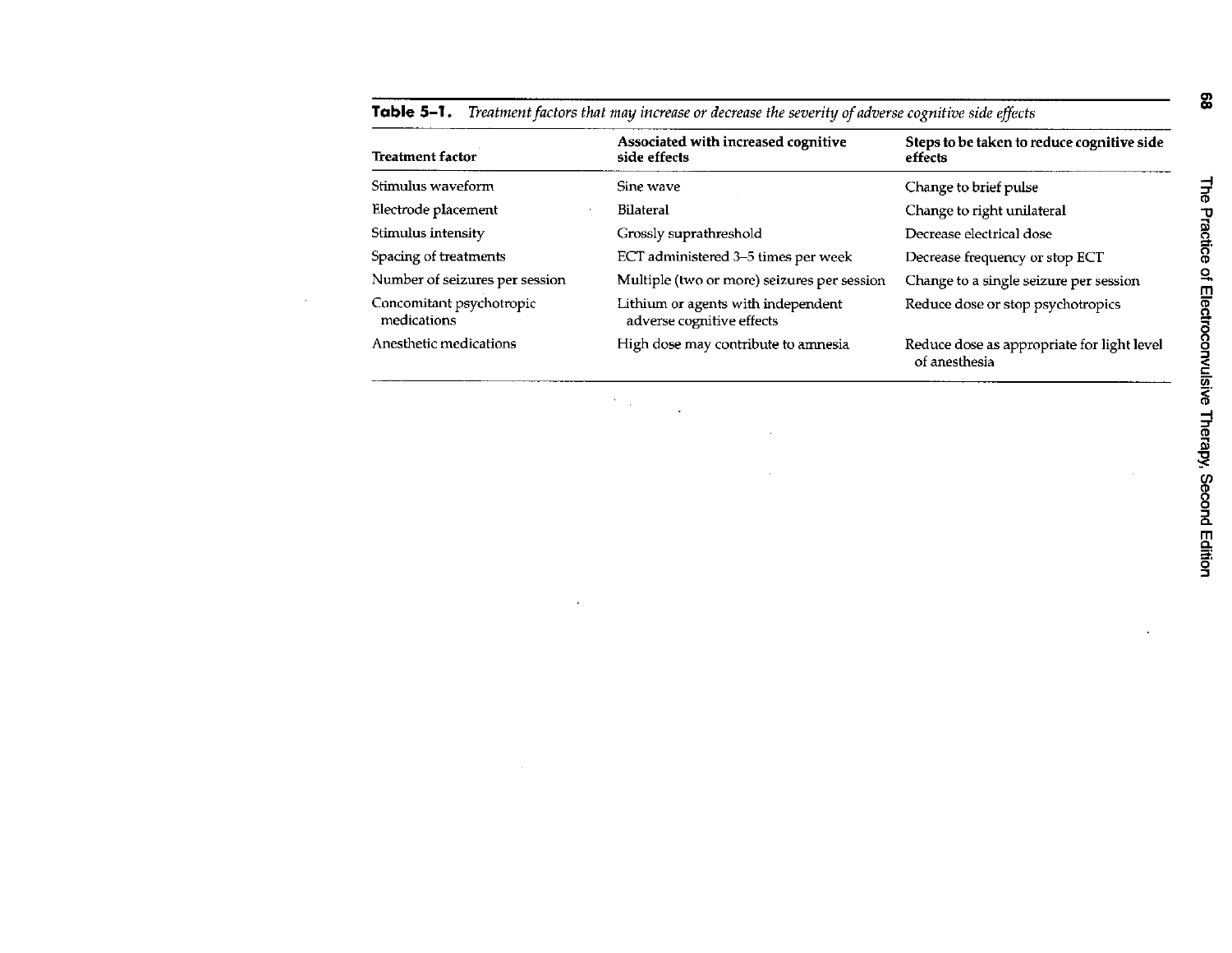**Table 5–1.** *Treatment factors that may increase or decrease the severity of adverse cognitive side effects*

| Treatment factor | Associated with increased cognitive side effects | Steps to be taken to reduce cognitive side effects |
|---|---|---|
| Stimulus waveform | Sine wave | Change to brief pulse |
| Electrode placement | Bilateral | Change to right unilateral |
| Stimulus intensity | Grossly suprathreshold | Decrease electrical dose |
| Spacing of treatments | ECT administered 3–5 times per week | Decrease frequency or stop ECT |
| Number of seizures per session | Multiple (two or more) seizures per session | Change to a single seizure per session |
| Concomitant psychotropic medications | Lithium or agents with independent adverse cognitive effects | Reduce dose or stop psychotropics |
| Anesthetic medications | High dose may contribute to amnesia | Reduce dose as appropriate for light level of anesthesia |